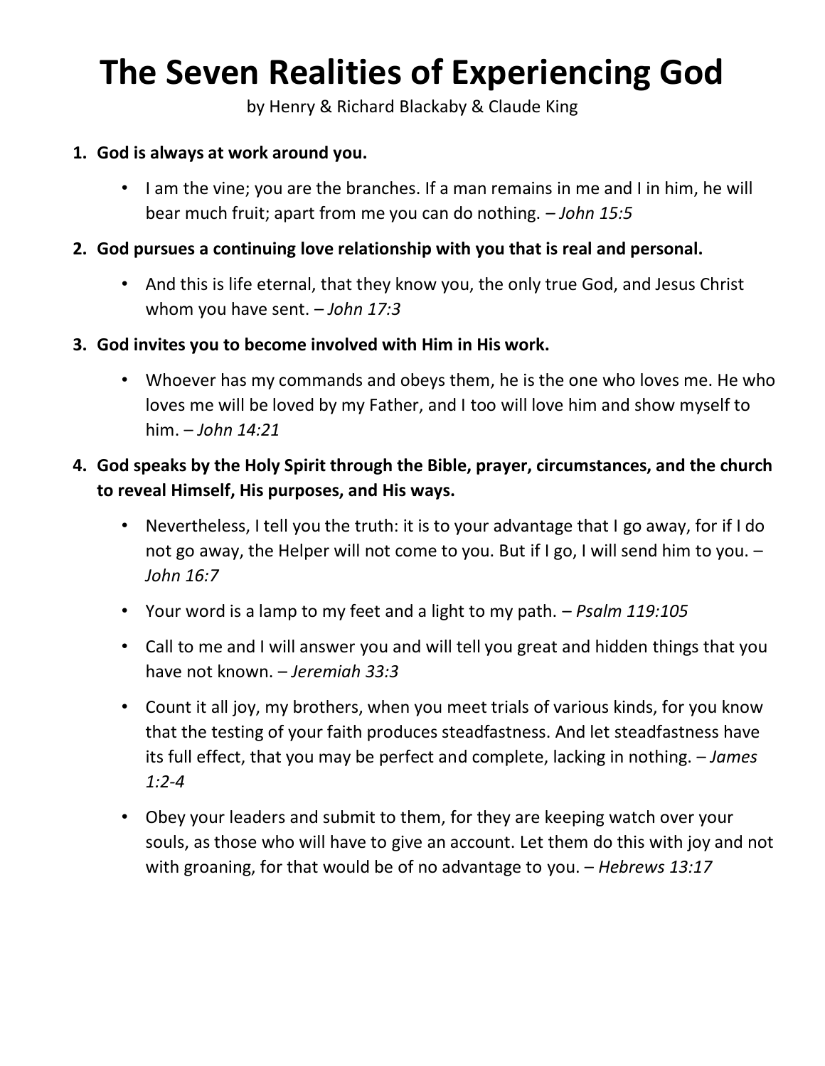# The Seven Realities of Experiencing God

by Henry & Richard Blackaby & Claude King

1. **God is always at work around you.**
    - I am the vine; you are the branches. If a man remains in me and I in him, he will bear much fruit; apart from me you can do nothing. – *John 15:5*
2. **God pursues a continuing love relationship with you that is real and personal.**
    - And this is life eternal, that they know you, the only true God, and Jesus Christ whom you have sent. – *John 17:3*
3. **God invites you to become involved with Him in His work.**
    - Whoever has my commands and obeys them, he is the one who loves me. He who loves me will be loved by my Father, and I too will love him and show myself to him. – *John 14:21*
4. **God speaks by the Holy Spirit through the Bible, prayer, circumstances, and the church to reveal Himself, His purposes, and His ways.**
    - Nevertheless, I tell you the truth: it is to your advantage that I go away, for if I do not go away, the Helper will not come to you. But if I go, I will send him to you. – *John 16:7*
    - Your word is a lamp to my feet and a light to my path. – *Psalm 119:105*
    - Call to me and I will answer you and will tell you great and hidden things that you have not known. – *Jeremiah 33:3*
    - Count it all joy, my brothers, when you meet trials of various kinds, for you know that the testing of your faith produces steadfastness. And let steadfastness have its full effect, that you may be perfect and complete, lacking in nothing. – *James 1:2-4*
    - Obey your leaders and submit to them, for they are keeping watch over your souls, as those who will have to give an account. Let them do this with joy and not with groaning, for that would be of no advantage to you. – *Hebrews 13:17*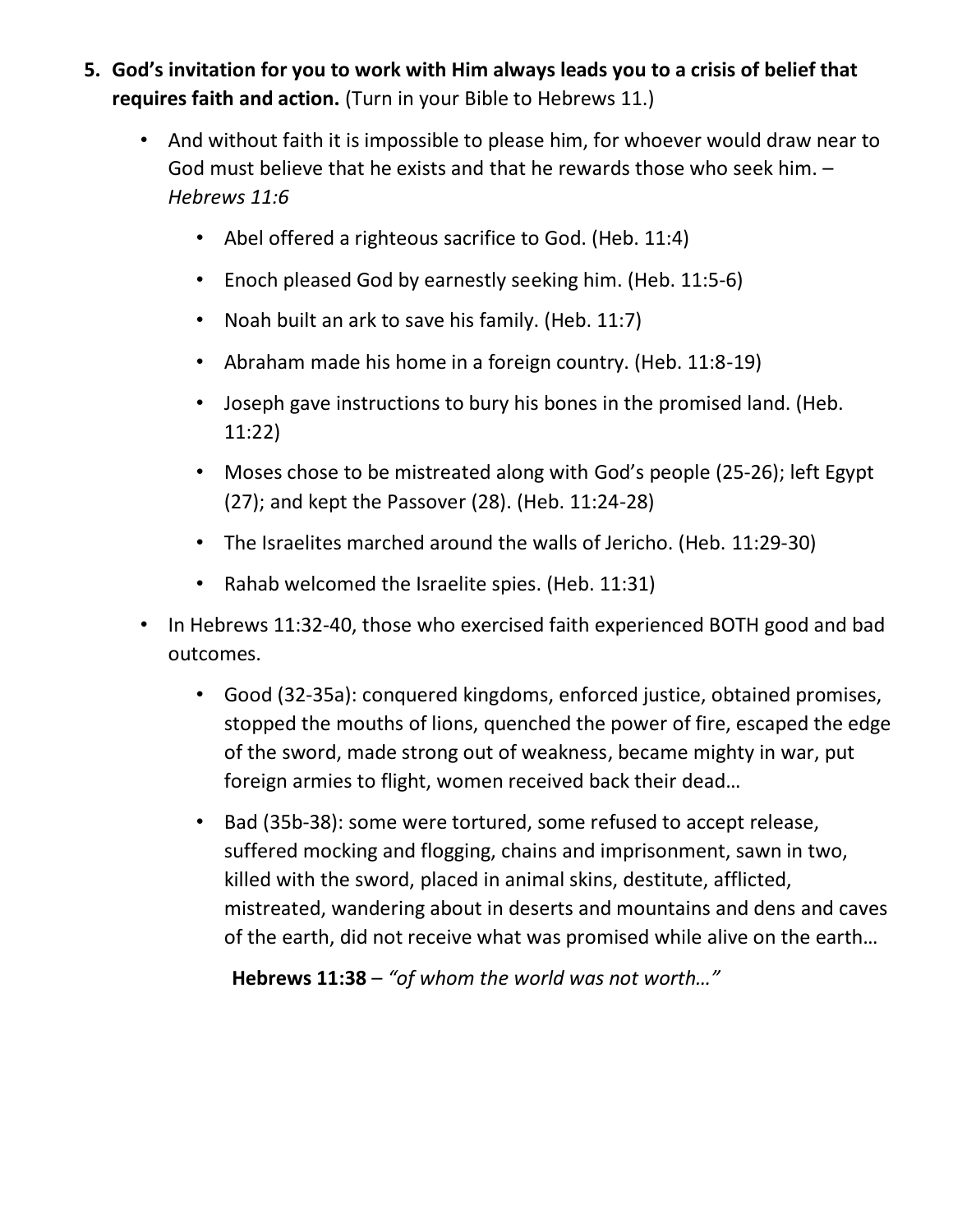5. **God's invitation for you to work with Him always leads you to a crisis of belief that requires faith and action.** (Turn in your Bible to Hebrews 11.)

   - And without faith it is impossible to please him, for whoever would draw near to God must believe that he exists and that he rewards those who seek him. – *Hebrews 11:6*
     - Abel offered a righteous sacrifice to God. (Heb. 11:4)
     - Enoch pleased God by earnestly seeking him. (Heb. 11:5-6)
     - Noah built an ark to save his family. (Heb. 11:7)
     - Abraham made his home in a foreign country. (Heb. 11:8-19)
     - Joseph gave instructions to bury his bones in the promised land. (Heb. 11:22)
     - Moses chose to be mistreated along with God's people (25-26); left Egypt (27); and kept the Passover (28). (Heb. 11:24-28)
     - The Israelites marched around the walls of Jericho. (Heb. 11:29-30)
     - Rahab welcomed the Israelite spies. (Heb. 11:31)
   - In Hebrews 11:32-40, those who exercised faith experienced BOTH good and bad outcomes.
     - Good (32-35a): conquered kingdoms, enforced justice, obtained promises, stopped the mouths of lions, quenched the power of fire, escaped the edge of the sword, made strong out of weakness, became mighty in war, put foreign armies to flight, women received back their dead…
     - Bad (35b-38): some were tortured, some refused to accept release, suffered mocking and flogging, chains and imprisonment, sawn in two, killed with the sword, placed in animal skins, destitute, afflicted, mistreated, wandering about in deserts and mountains and dens and caves of the earth, did not receive what was promised while alive on the earth…

       **Hebrews 11:38** – *"of whom the world was not worth…"*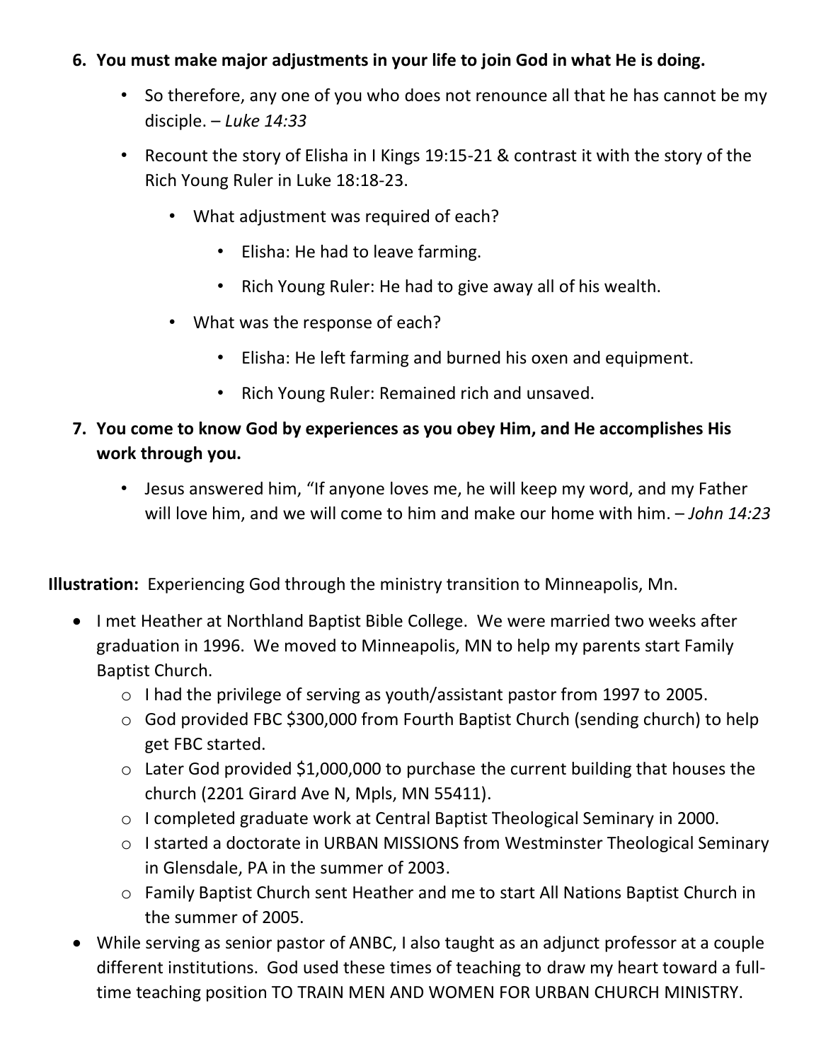6. **You must make major adjustments in your life to join God in what He is doing.**
    - So therefore, any one of you who does not renounce all that he has cannot be my disciple. – *Luke 14:33*
    - Recount the story of Elisha in I Kings 19:15-21 & contrast it with the story of the Rich Young Ruler in Luke 18:18-23.
        - What adjustment was required of each?
            - Elisha: He had to leave farming.
            - Rich Young Ruler: He had to give away all of his wealth.
        - What was the response of each?
            - Elisha: He left farming and burned his oxen and equipment.
            - Rich Young Ruler: Remained rich and unsaved.
7. **You come to know God by experiences as you obey Him, and He accomplishes His work through you.**
    - Jesus answered him, "If anyone loves me, he will keep my word, and my Father will love him, and we will come to him and make our home with him. – *John 14:23*

**Illustration:** Experiencing God through the ministry transition to Minneapolis, Mn.

- I met Heather at Northland Baptist Bible College. We were married two weeks after graduation in 1996. We moved to Minneapolis, MN to help my parents start Family Baptist Church.
    - I had the privilege of serving as youth/assistant pastor from 1997 to 2005.
    - God provided FBC $300,000 from Fourth Baptist Church (sending church) to help get FBC started.
    - Later God provided $1,000,000 to purchase the current building that houses the church (2201 Girard Ave N, Mpls, MN 55411).
    - I completed graduate work at Central Baptist Theological Seminary in 2000.
    - I started a doctorate in URBAN MISSIONS from Westminster Theological Seminary in Glensdale, PA in the summer of 2003.
    - Family Baptist Church sent Heather and me to start All Nations Baptist Church in the summer of 2005.
- While serving as senior pastor of ANBC, I also taught as an adjunct professor at a couple different institutions. God used these times of teaching to draw my heart toward a full-time teaching position TO TRAIN MEN AND WOMEN FOR URBAN CHURCH MINISTRY.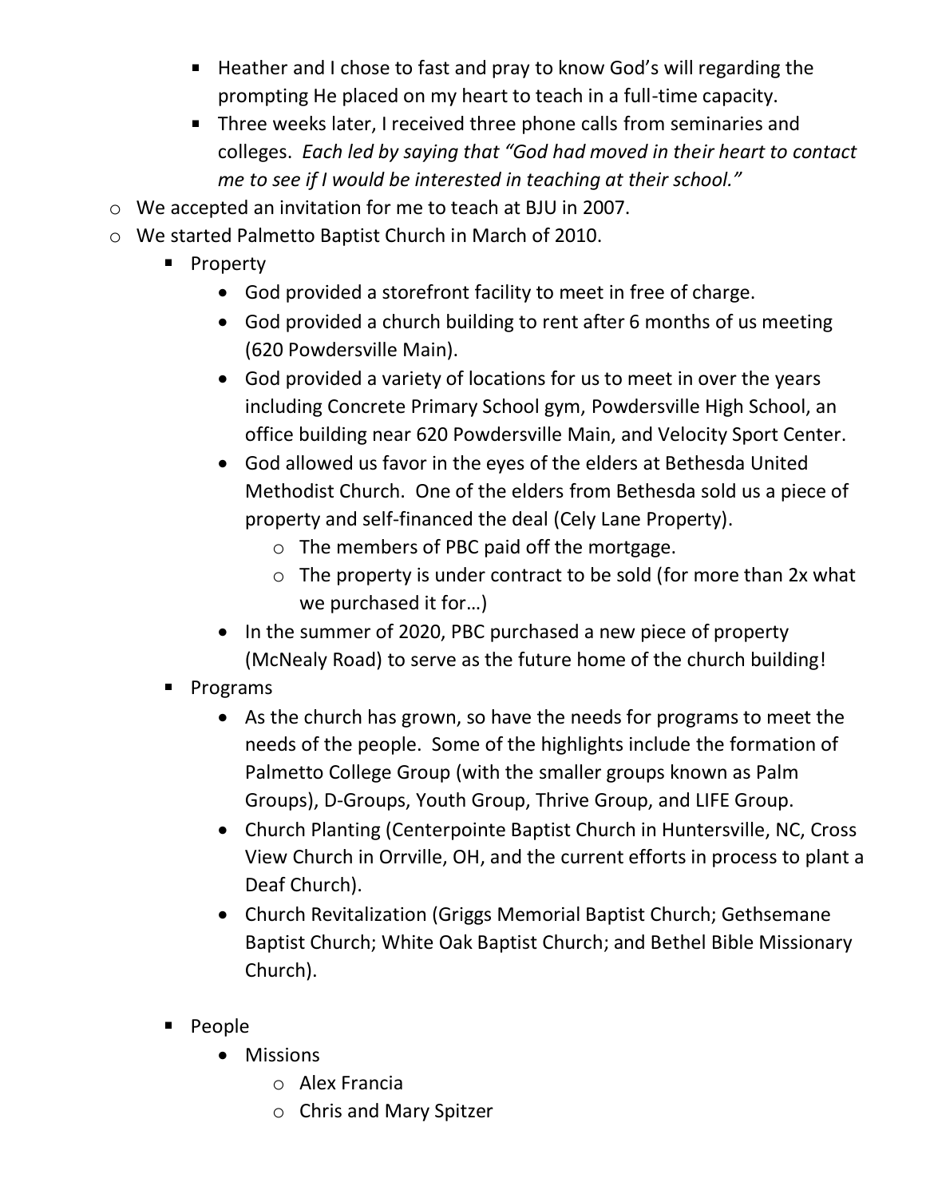- Heather and I chose to fast and pray to know God's will regarding the prompting He placed on my heart to teach in a full-time capacity.
    - Three weeks later, I received three phone calls from seminaries and colleges. *Each led by saying that "God had moved in their heart to contact me to see if I would be interested in teaching at their school."*
  - We accepted an invitation for me to teach at BJU in 2007.
  - We started Palmetto Baptist Church in March of 2010.
    - Property
      - God provided a storefront facility to meet in free of charge.
      - God provided a church building to rent after 6 months of us meeting (620 Powdersville Main).
      - God provided a variety of locations for us to meet in over the years including Concrete Primary School gym, Powdersville High School, an office building near 620 Powdersville Main, and Velocity Sport Center.
      - God allowed us favor in the eyes of the elders at Bethesda United Methodist Church. One of the elders from Bethesda sold us a piece of property and self-financed the deal (Cely Lane Property).
        - The members of PBC paid off the mortgage.
        - The property is under contract to be sold (for more than 2x what we purchased it for…)
      - In the summer of 2020, PBC purchased a new piece of property (McNealy Road) to serve as the future home of the church building!
    - Programs
      - As the church has grown, so have the needs for programs to meet the needs of the people. Some of the highlights include the formation of Palmetto College Group (with the smaller groups known as Palm Groups), D-Groups, Youth Group, Thrive Group, and LIFE Group.
      - Church Planting (Centerpointe Baptist Church in Huntersville, NC, Cross View Church in Orrville, OH, and the current efforts in process to plant a Deaf Church).
      - Church Revitalization (Griggs Memorial Baptist Church; Gethsemane Baptist Church; White Oak Baptist Church; and Bethel Bible Missionary Church).
    - People
      - Missions
        - Alex Francia
        - Chris and Mary Spitzer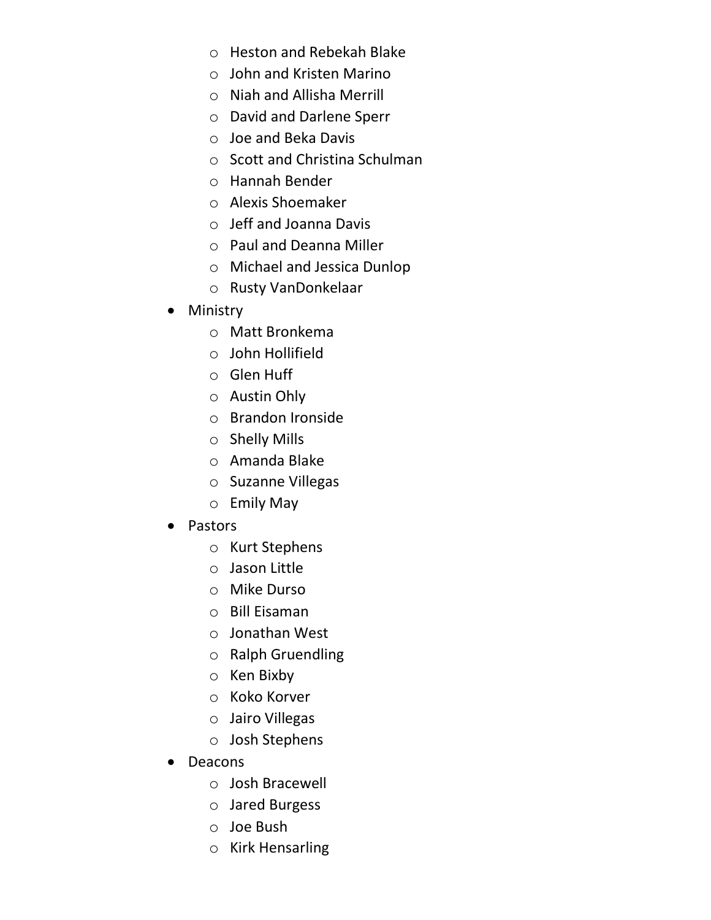- Heston and Rebekah Blake
  - John and Kristen Marino
  - Niah and Allisha Merrill
  - David and Darlene Sperr
  - Joe and Beka Davis
  - Scott and Christina Schulman
  - Hannah Bender
  - Alexis Shoemaker
  - Jeff and Joanna Davis
  - Paul and Deanna Miller
  - Michael and Jessica Dunlop
  - Rusty VanDonkelaar
- Ministry
  - Matt Bronkema
  - John Hollifield
  - Glen Huff
  - Austin Ohly
  - Brandon Ironside
  - Shelly Mills
  - Amanda Blake
  - Suzanne Villegas
  - Emily May
- Pastors
  - Kurt Stephens
  - Jason Little
  - Mike Durso
  - Bill Eisaman
  - Jonathan West
  - Ralph Gruendling
  - Ken Bixby
  - Koko Korver
  - Jairo Villegas
  - Josh Stephens
- Deacons
  - Josh Bracewell
  - Jared Burgess
  - Joe Bush
  - Kirk Hensarling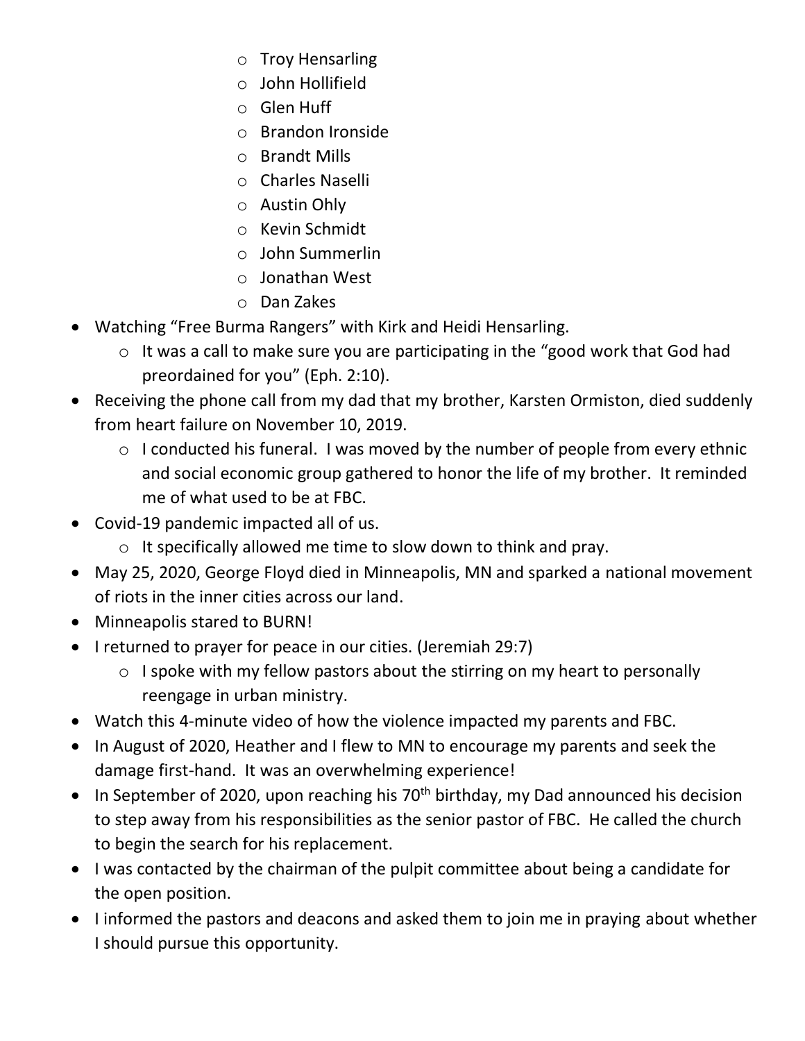- Troy Hensarling
    - John Hollifield
    - Glen Huff
    - Brandon Ironside
    - Brandt Mills
    - Charles Naselli
    - Austin Ohly
    - Kevin Schmidt
    - John Summerlin
    - Jonathan West
    - Dan Zakes
- Watching "Free Burma Rangers" with Kirk and Heidi Hensarling.
    - It was a call to make sure you are participating in the "good work that God had preordained for you" (Eph. 2:10).
- Receiving the phone call from my dad that my brother, Karsten Ormiston, died suddenly from heart failure on November 10, 2019.
    - I conducted his funeral. I was moved by the number of people from every ethnic and social economic group gathered to honor the life of my brother. It reminded me of what used to be at FBC.
- Covid-19 pandemic impacted all of us.
    - It specifically allowed me time to slow down to think and pray.
- May 25, 2020, George Floyd died in Minneapolis, MN and sparked a national movement of riots in the inner cities across our land.
- Minneapolis stared to BURN!
- I returned to prayer for peace in our cities. (Jeremiah 29:7)
    - I spoke with my fellow pastors about the stirring on my heart to personally reengage in urban ministry.
- Watch this 4-minute video of how the violence impacted my parents and FBC.
- In August of 2020, Heather and I flew to MN to encourage my parents and seek the damage first-hand. It was an overwhelming experience!
- In September of 2020, upon reaching his 70th birthday, my Dad announced his decision to step away from his responsibilities as the senior pastor of FBC. He called the church to begin the search for his replacement.
- I was contacted by the chairman of the pulpit committee about being a candidate for the open position.
- I informed the pastors and deacons and asked them to join me in praying about whether I should pursue this opportunity.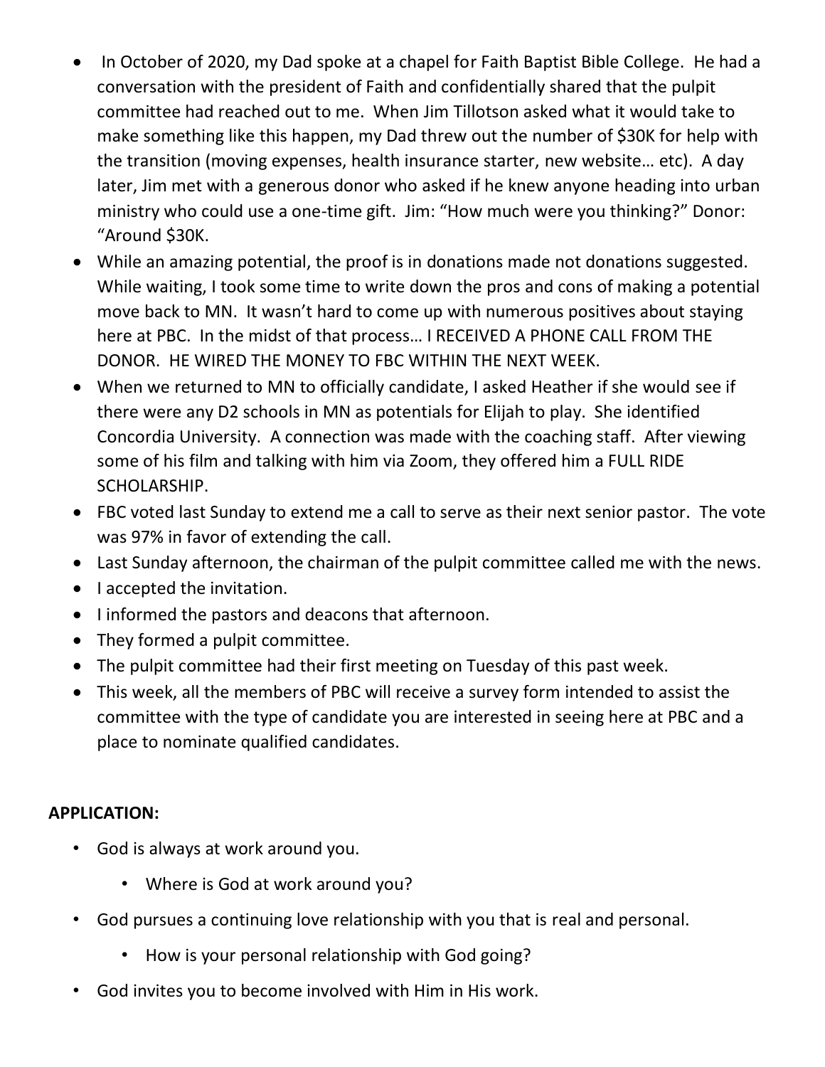- In October of 2020, my Dad spoke at a chapel for Faith Baptist Bible College. He had a conversation with the president of Faith and confidentially shared that the pulpit committee had reached out to me. When Jim Tillotson asked what it would take to make something like this happen, my Dad threw out the number of $30K for help with the transition (moving expenses, health insurance starter, new website… etc). A day later, Jim met with a generous donor who asked if he knew anyone heading into urban ministry who could use a one-time gift. Jim: "How much were you thinking?" Donor: "Around $30K.
- While an amazing potential, the proof is in donations made not donations suggested. While waiting, I took some time to write down the pros and cons of making a potential move back to MN. It wasn't hard to come up with numerous positives about staying here at PBC. In the midst of that process… I RECEIVED A PHONE CALL FROM THE DONOR. HE WIRED THE MONEY TO FBC WITHIN THE NEXT WEEK.
- When we returned to MN to officially candidate, I asked Heather if she would see if there were any D2 schools in MN as potentials for Elijah to play. She identified Concordia University. A connection was made with the coaching staff. After viewing some of his film and talking with him via Zoom, they offered him a FULL RIDE SCHOLARSHIP.
- FBC voted last Sunday to extend me a call to serve as their next senior pastor. The vote was 97% in favor of extending the call.
- Last Sunday afternoon, the chairman of the pulpit committee called me with the news.
- I accepted the invitation.
- I informed the pastors and deacons that afternoon.
- They formed a pulpit committee.
- The pulpit committee had their first meeting on Tuesday of this past week.
- This week, all the members of PBC will receive a survey form intended to assist the committee with the type of candidate you are interested in seeing here at PBC and a place to nominate qualified candidates.

**APPLICATION:**

- God is always at work around you.
  - Where is God at work around you?
- God pursues a continuing love relationship with you that is real and personal.
  - How is your personal relationship with God going?
- God invites you to become involved with Him in His work.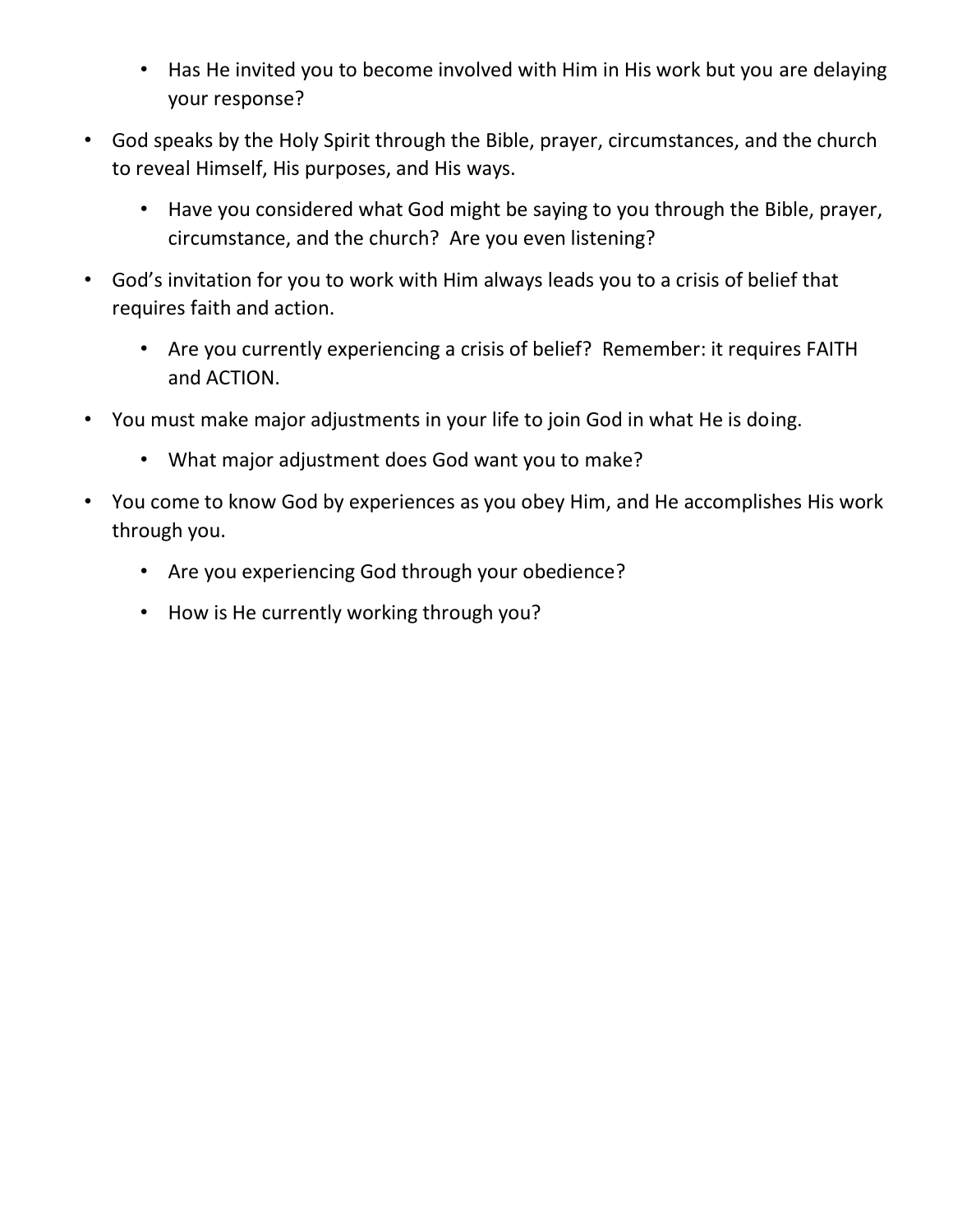- Has He invited you to become involved with Him in His work but you are delaying your response?

- God speaks by the Holy Spirit through the Bible, prayer, circumstances, and the church to reveal Himself, His purposes, and His ways.
    - Have you considered what God might be saying to you through the Bible, prayer, circumstance, and the church? Are you even listening?
- God's invitation for you to work with Him always leads you to a crisis of belief that requires faith and action.
    - Are you currently experiencing a crisis of belief? Remember: it requires FAITH and ACTION.
- You must make major adjustments in your life to join God in what He is doing.
    - What major adjustment does God want you to make?
- You come to know God by experiences as you obey Him, and He accomplishes His work through you.
    - Are you experiencing God through your obedience?
    - How is He currently working through you?